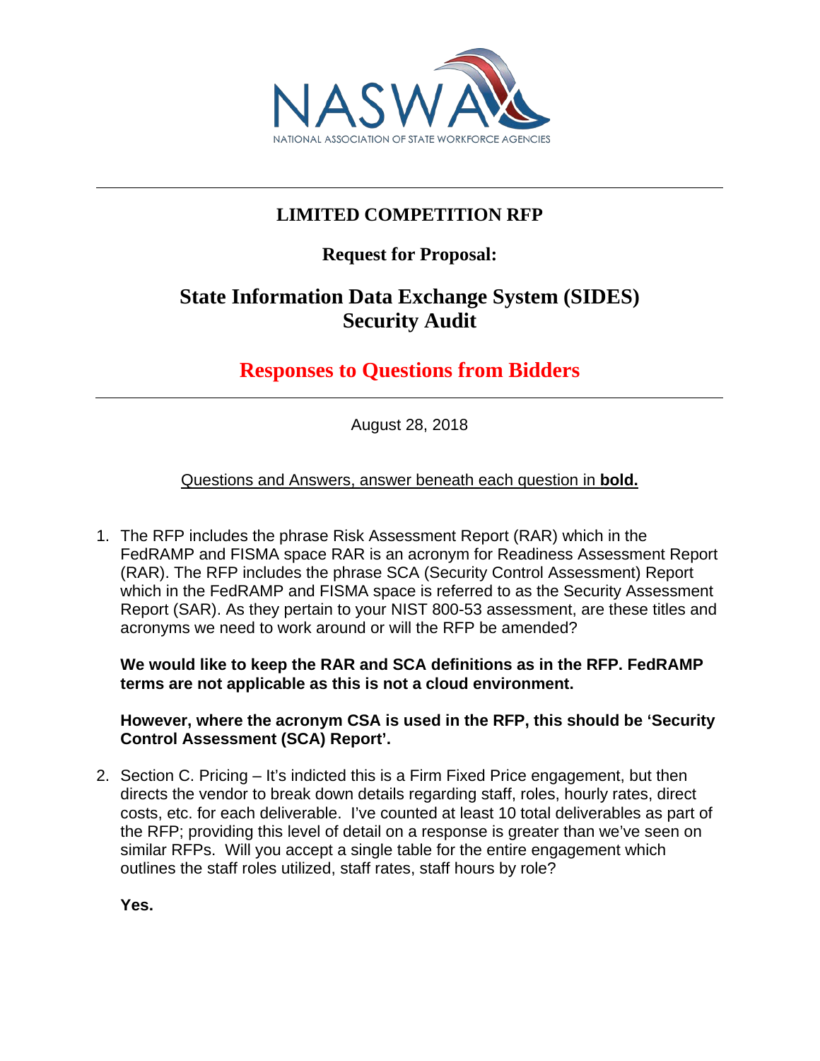NASWA

NATIONAL ASSOCIATION OF STATE WORKFORCE AGENCIES

---

# LIMITED COMPETITION RFP

## Request for Proposal:

## State Information Data Exchange System (SIDES) Security Audit

## Responses to Questions from Bidders

---

August 28, 2018

Questions and Answers, answer beneath each question in **bold.**

1. The RFP includes the phrase Risk Assessment Report (RAR) which in the FedRAMP and FISMA space RAR is an acronym for Readiness Assessment Report (RAR). The RFP includes the phrase SCA (Security Control Assessment) Report which in the FedRAMP and FISMA space is referred to as the Security Assessment Report (SAR). As they pertain to your NIST 800-53 assessment, are these titles and acronyms we need to work around or will the RFP be amended?

   **We would like to keep the RAR and SCA definitions as in the RFP. FedRAMP terms are not applicable as this is not a cloud environment.**

   **However, where the acronym CSA is used in the RFP, this should be 'Security Control Assessment (SCA) Report'.**

2. Section C. Pricing – It's indicted this is a Firm Fixed Price engagement, but then directs the vendor to break down details regarding staff, roles, hourly rates, direct costs, etc. for each deliverable. I've counted at least 10 total deliverables as part of the RFP; providing this level of detail on a response is greater than we've seen on similar RFPs. Will you accept a single table for the entire engagement which outlines the staff roles utilized, staff rates, staff hours by role?

   **Yes.**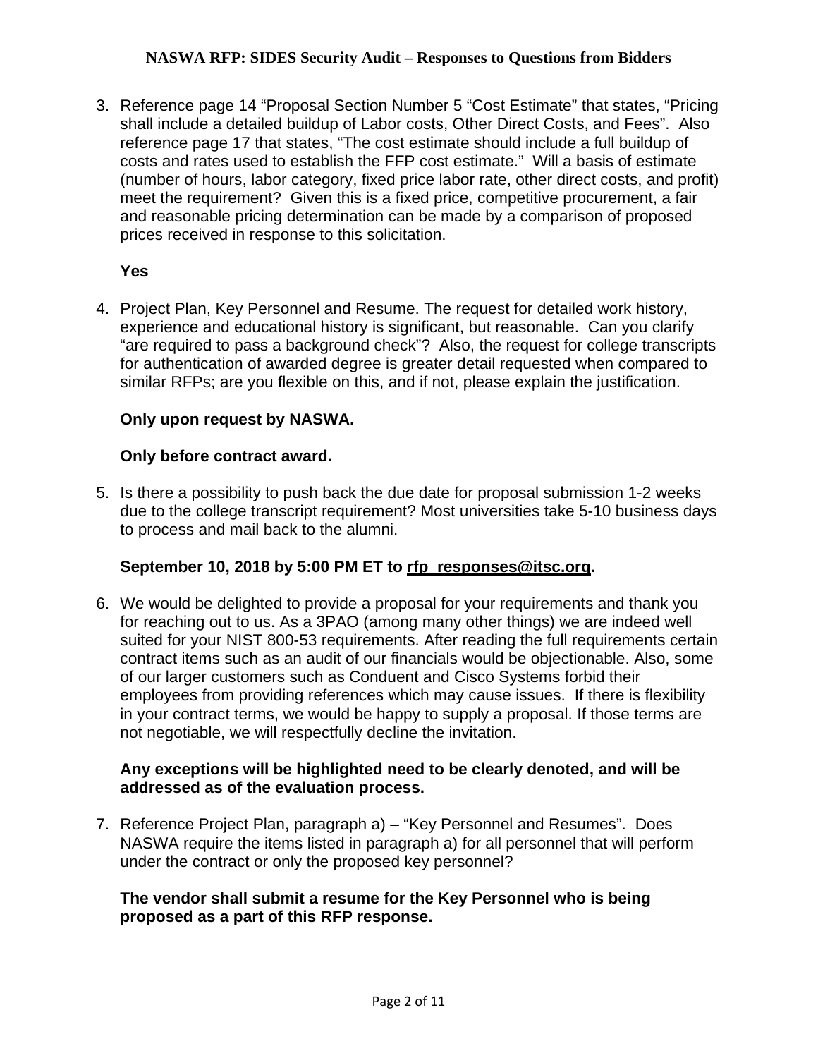3. Reference page 14 “Proposal Section Number 5 “Cost Estimate” that states, “Pricing shall include a detailed buildup of Labor costs, Other Direct Costs, and Fees”. Also reference page 17 that states, “The cost estimate should include a full buildup of costs and rates used to establish the FFP cost estimate.” Will a basis of estimate (number of hours, labor category, fixed price labor rate, other direct costs, and profit) meet the requirement? Given this is a fixed price, competitive procurement, a fair and reasonable pricing determination can be made by a comparison of proposed prices received in response to this solicitation.

   **Yes**

4. Project Plan, Key Personnel and Resume. The request for detailed work history, experience and educational history is significant, but reasonable. Can you clarify “are required to pass a background check”? Also, the request for college transcripts for authentication of awarded degree is greater detail requested when compared to similar RFPs; are you flexible on this, and if not, please explain the justification.

   **Only upon request by NASWA.**

   **Only before contract award.**

5. Is there a possibility to push back the due date for proposal submission 1-2 weeks due to the college transcript requirement? Most universities take 5-10 business days to process and mail back to the alumni.

   **September 10, 2018 by 5:00 PM ET to rfp_responses@itsc.org.**

6. We would be delighted to provide a proposal for your requirements and thank you for reaching out to us. As a 3PAO (among many other things) we are indeed well suited for your NIST 800-53 requirements. After reading the full requirements certain contract items such as an audit of our financials would be objectionable. Also, some of our larger customers such as Conduent and Cisco Systems forbid their employees from providing references which may cause issues. If there is flexibility in your contract terms, we would be happy to supply a proposal. If those terms are not negotiable, we will respectfully decline the invitation.

   **Any exceptions will be highlighted need to be clearly denoted, and will be addressed as of the evaluation process.**

7. Reference Project Plan, paragraph a) – “Key Personnel and Resumes”. Does NASWA require the items listed in paragraph a) for all personnel that will perform under the contract or only the proposed key personnel?

   **The vendor shall submit a resume for the Key Personnel who is being proposed as a part of this RFP response.**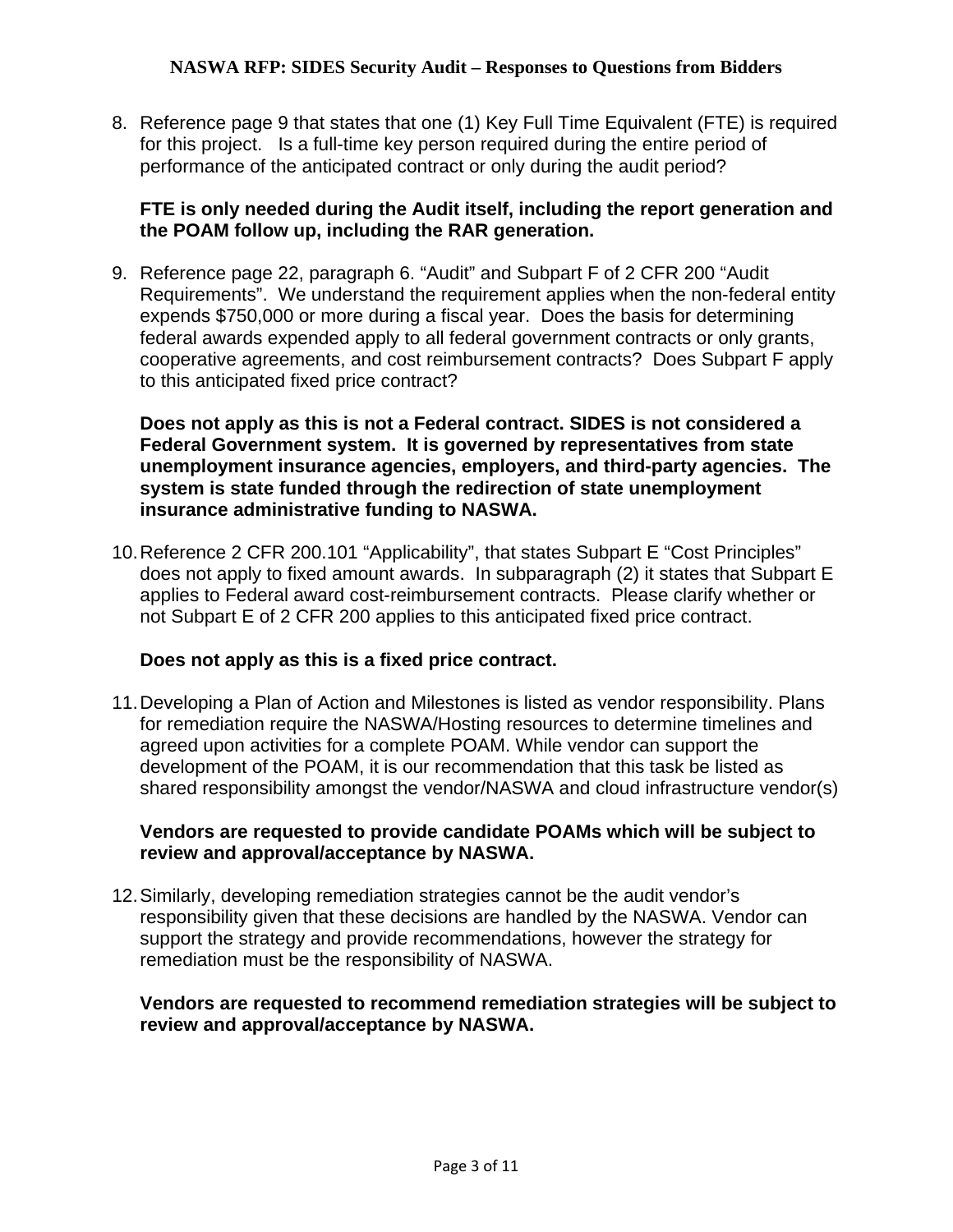8. Reference page 9 that states that one (1) Key Full Time Equivalent (FTE) is required for this project. Is a full-time key person required during the entire period of performance of the anticipated contract or only during the audit period?

   **FTE is only needed during the Audit itself, including the report generation and the POAM follow up, including the RAR generation.**

9. Reference page 22, paragraph 6. "Audit" and Subpart F of 2 CFR 200 "Audit Requirements". We understand the requirement applies when the non-federal entity expends $750,000 or more during a fiscal year. Does the basis for determining federal awards expended apply to all federal government contracts or only grants, cooperative agreements, and cost reimbursement contracts? Does Subpart F apply to this anticipated fixed price contract?

   **Does not apply as this is not a Federal contract. SIDES is not considered a Federal Government system. It is governed by representatives from state unemployment insurance agencies, employers, and third-party agencies. The system is state funded through the redirection of state unemployment insurance administrative funding to NASWA.**

10. Reference 2 CFR 200.101 "Applicability", that states Subpart E "Cost Principles" does not apply to fixed amount awards. In subparagraph (2) it states that Subpart E applies to Federal award cost-reimbursement contracts. Please clarify whether or not Subpart E of 2 CFR 200 applies to this anticipated fixed price contract.

    **Does not apply as this is a fixed price contract.**

11. Developing a Plan of Action and Milestones is listed as vendor responsibility. Plans for remediation require the NASWA/Hosting resources to determine timelines and agreed upon activities for a complete POAM. While vendor can support the development of the POAM, it is our recommendation that this task be listed as shared responsibility amongst the vendor/NASWA and cloud infrastructure vendor(s)

    **Vendors are requested to provide candidate POAMs which will be subject to review and approval/acceptance by NASWA.**

12. Similarly, developing remediation strategies cannot be the audit vendor's responsibility given that these decisions are handled by the NASWA. Vendor can support the strategy and provide recommendations, however the strategy for remediation must be the responsibility of NASWA.

    **Vendors are requested to recommend remediation strategies will be subject to review and approval/acceptance by NASWA.**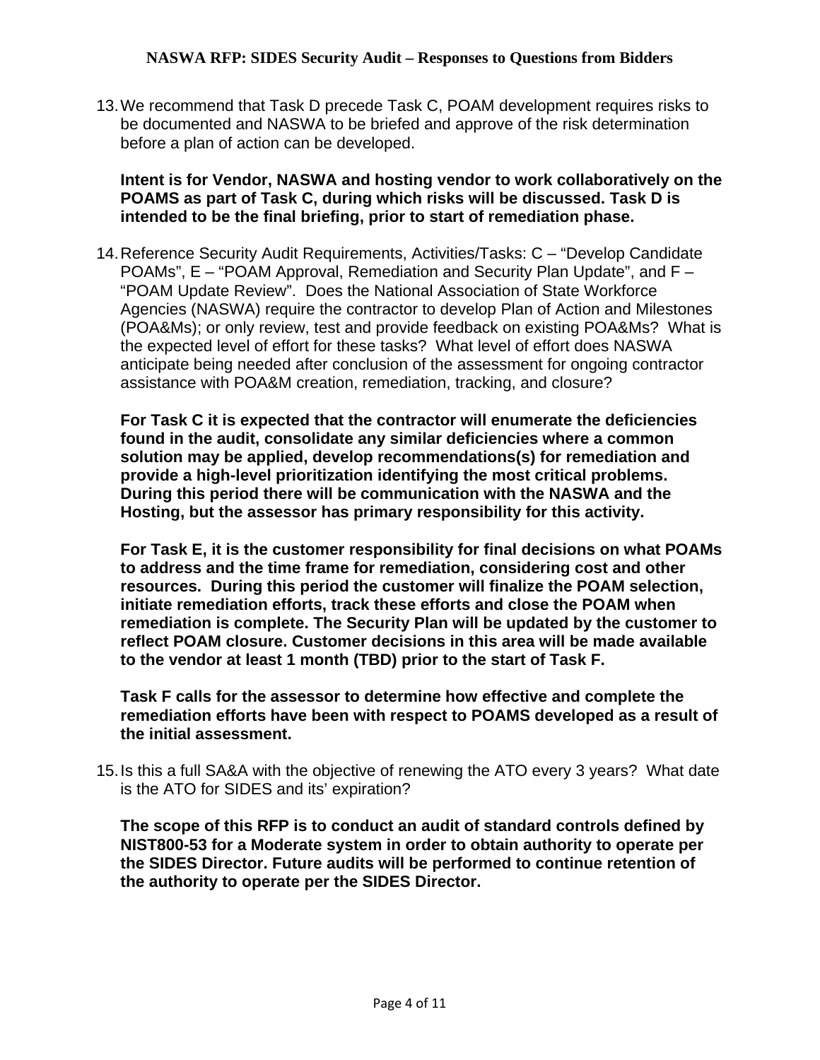13. We recommend that Task D precede Task C, POAM development requires risks to be documented and NASWA to be briefed and approve of the risk determination before a plan of action can be developed.

    **Intent is for Vendor, NASWA and hosting vendor to work collaboratively on the POAMS as part of Task C, during which risks will be discussed. Task D is intended to be the final briefing, prior to start of remediation phase.**

14. Reference Security Audit Requirements, Activities/Tasks: C – "Develop Candidate POAMs", E – "POAM Approval, Remediation and Security Plan Update", and F – "POAM Update Review". Does the National Association of State Workforce Agencies (NASWA) require the contractor to develop Plan of Action and Milestones (POA&Ms); or only review, test and provide feedback on existing POA&Ms? What is the expected level of effort for these tasks? What level of effort does NASWA anticipate being needed after conclusion of the assessment for ongoing contractor assistance with POA&M creation, remediation, tracking, and closure?

    **For Task C it is expected that the contractor will enumerate the deficiencies found in the audit, consolidate any similar deficiencies where a common solution may be applied, develop recommendations(s) for remediation and provide a high-level prioritization identifying the most critical problems. During this period there will be communication with the NASWA and the Hosting, but the assessor has primary responsibility for this activity.**

    **For Task E, it is the customer responsibility for final decisions on what POAMs to address and the time frame for remediation, considering cost and other resources. During this period the customer will finalize the POAM selection, initiate remediation efforts, track these efforts and close the POAM when remediation is complete. The Security Plan will be updated by the customer to reflect POAM closure. Customer decisions in this area will be made available to the vendor at least 1 month (TBD) prior to the start of Task F.**

    **Task F calls for the assessor to determine how effective and complete the remediation efforts have been with respect to POAMS developed as a result of the initial assessment.**

15. Is this a full SA&A with the objective of renewing the ATO every 3 years? What date is the ATO for SIDES and its' expiration?

    **The scope of this RFP is to conduct an audit of standard controls defined by NIST800-53 for a Moderate system in order to obtain authority to operate per the SIDES Director. Future audits will be performed to continue retention of the authority to operate per the SIDES Director.**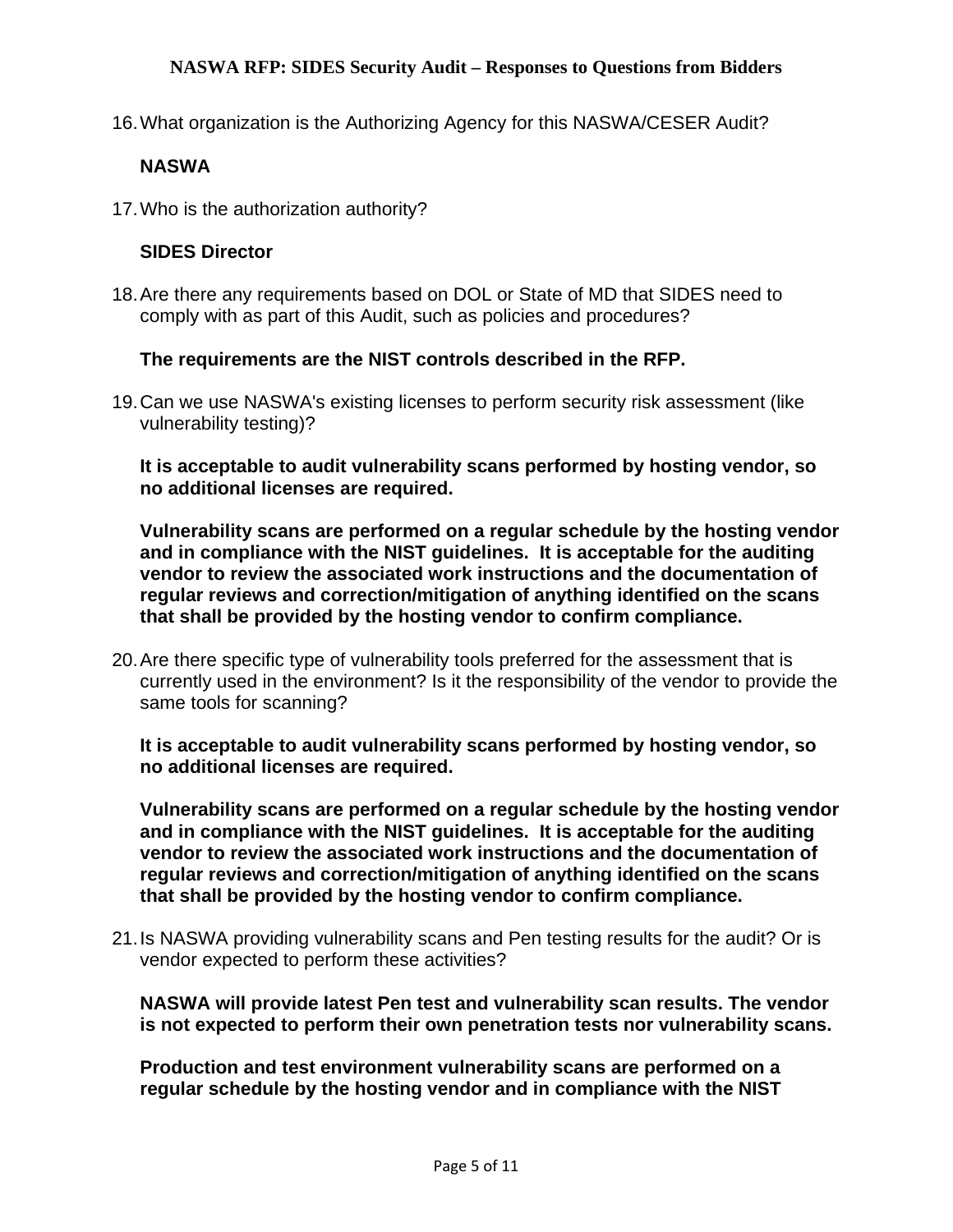16. What organization is the Authorizing Agency for this NASWA/CESER Audit?

    **NASWA**

17. Who is the authorization authority?

    **SIDES Director**

18. Are there any requirements based on DOL or State of MD that SIDES need to comply with as part of this Audit, such as policies and procedures?

    **The requirements are the NIST controls described in the RFP.**

19. Can we use NASWA's existing licenses to perform security risk assessment (like vulnerability testing)?

    **It is acceptable to audit vulnerability scans performed by hosting vendor, so no additional licenses are required.**

    **Vulnerability scans are performed on a regular schedule by the hosting vendor and in compliance with the NIST guidelines. It is acceptable for the auditing vendor to review the associated work instructions and the documentation of regular reviews and correction/mitigation of anything identified on the scans that shall be provided by the hosting vendor to confirm compliance.**

20. Are there specific type of vulnerability tools preferred for the assessment that is currently used in the environment? Is it the responsibility of the vendor to provide the same tools for scanning?

    **It is acceptable to audit vulnerability scans performed by hosting vendor, so no additional licenses are required.**

    **Vulnerability scans are performed on a regular schedule by the hosting vendor and in compliance with the NIST guidelines. It is acceptable for the auditing vendor to review the associated work instructions and the documentation of regular reviews and correction/mitigation of anything identified on the scans that shall be provided by the hosting vendor to confirm compliance.**

21. Is NASWA providing vulnerability scans and Pen testing results for the audit? Or is vendor expected to perform these activities?

    **NASWA will provide latest Pen test and vulnerability scan results. The vendor is not expected to perform their own penetration tests nor vulnerability scans.**

    **Production and test environment vulnerability scans are performed on a regular schedule by the hosting vendor and in compliance with the NIST**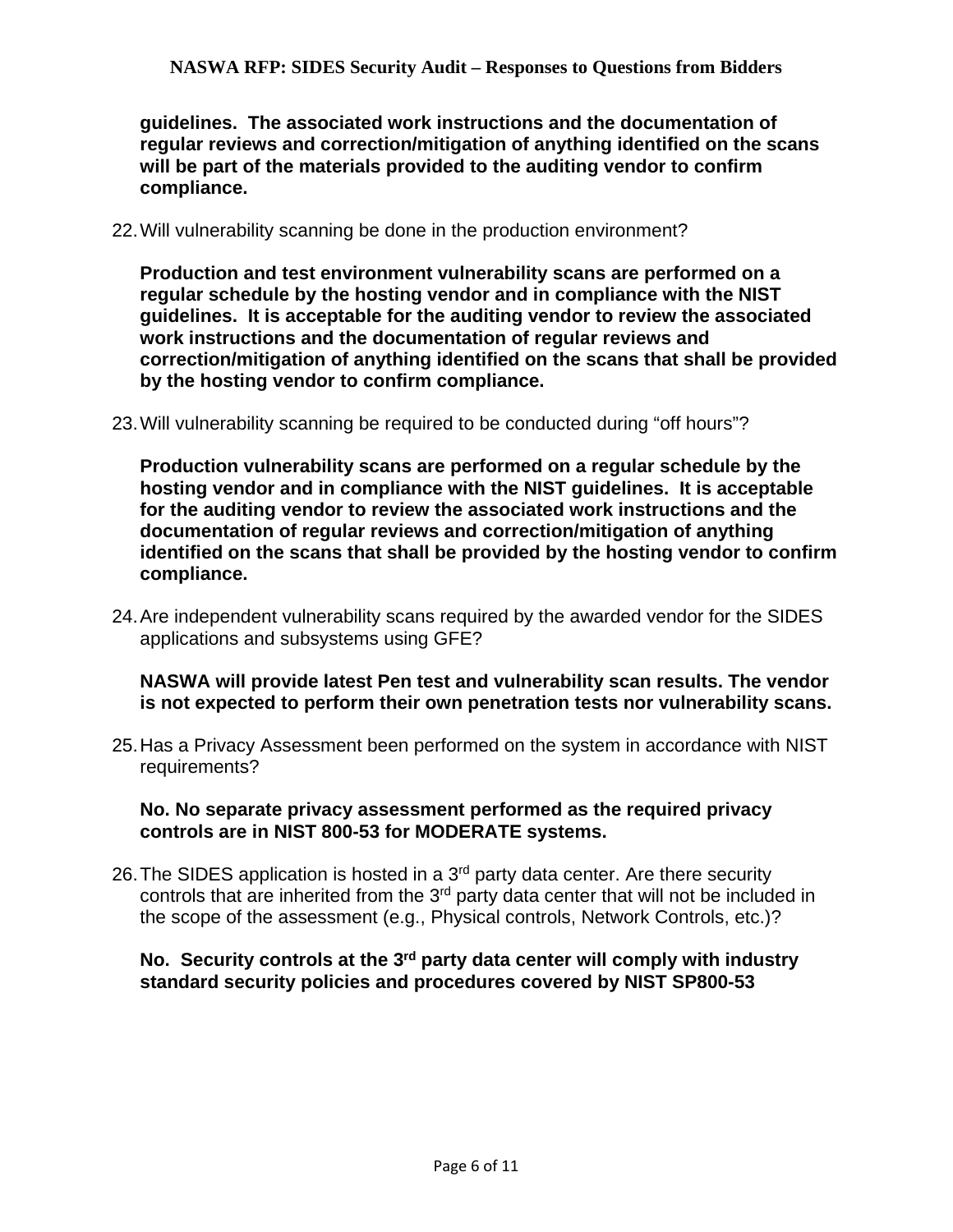**guidelines. The associated work instructions and the documentation of regular reviews and correction/mitigation of anything identified on the scans will be part of the materials provided to the auditing vendor to confirm compliance.**

22. Will vulnerability scanning be done in the production environment?

    **Production and test environment vulnerability scans are performed on a regular schedule by the hosting vendor and in compliance with the NIST guidelines. It is acceptable for the auditing vendor to review the associated work instructions and the documentation of regular reviews and correction/mitigation of anything identified on the scans that shall be provided by the hosting vendor to confirm compliance.**

23. Will vulnerability scanning be required to be conducted during "off hours"?

    **Production vulnerability scans are performed on a regular schedule by the hosting vendor and in compliance with the NIST guidelines. It is acceptable for the auditing vendor to review the associated work instructions and the documentation of regular reviews and correction/mitigation of anything identified on the scans that shall be provided by the hosting vendor to confirm compliance.**

24. Are independent vulnerability scans required by the awarded vendor for the SIDES applications and subsystems using GFE?

    **NASWA will provide latest Pen test and vulnerability scan results. The vendor is not expected to perform their own penetration tests nor vulnerability scans.**

25. Has a Privacy Assessment been performed on the system in accordance with NIST requirements?

    **No. No separate privacy assessment performed as the required privacy controls are in NIST 800-53 for MODERATE systems.**

26. The SIDES application is hosted in a 3rd party data center. Are there security controls that are inherited from the 3rd party data center that will not be included in the scope of the assessment (e.g., Physical controls, Network Controls, etc.)?

    **No. Security controls at the 3rd party data center will comply with industry standard security policies and procedures covered by NIST SP800-53**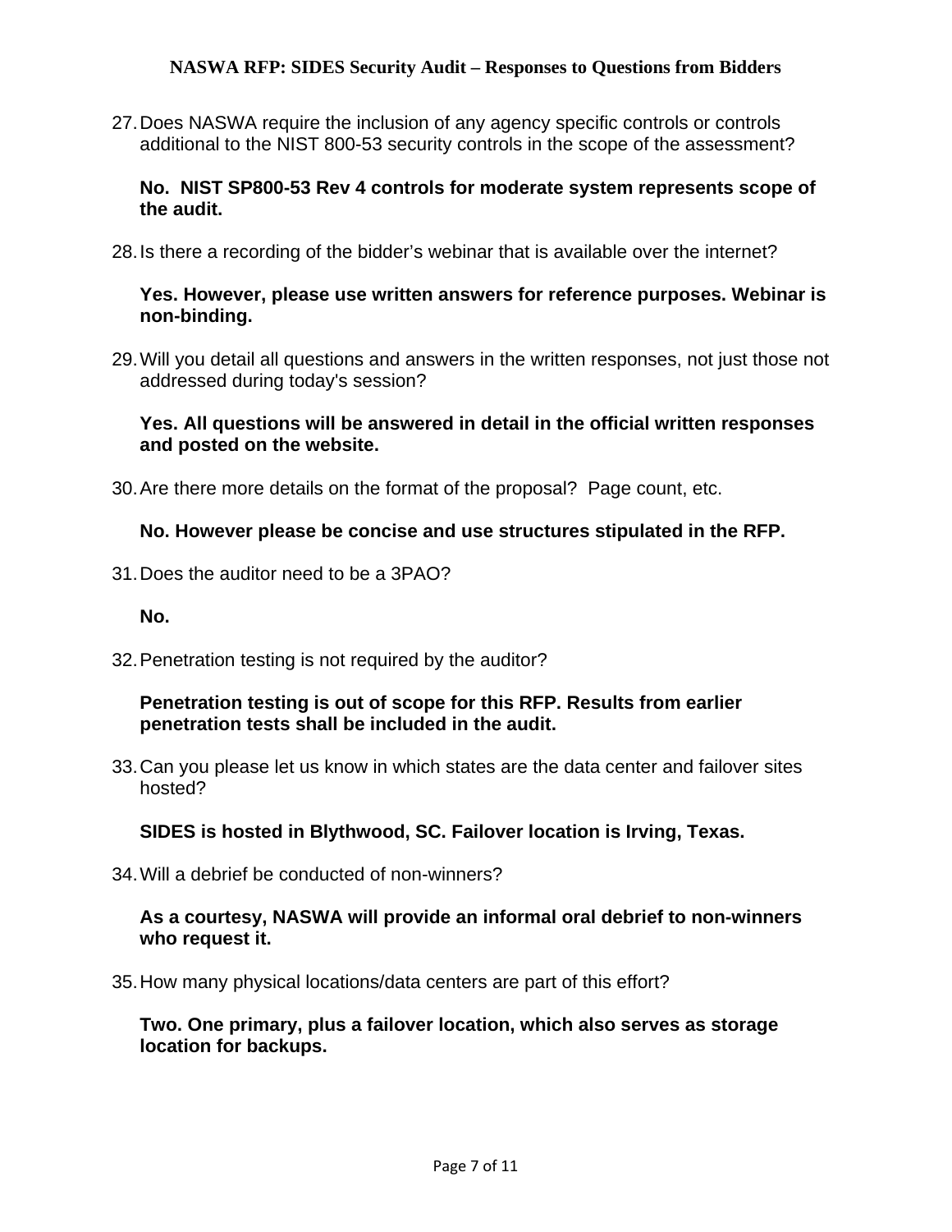27. Does NASWA require the inclusion of any agency specific controls or controls additional to the NIST 800-53 security controls in the scope of the assessment?

    **No. NIST SP800-53 Rev 4 controls for moderate system represents scope of the audit.**

28. Is there a recording of the bidder's webinar that is available over the internet?

    **Yes. However, please use written answers for reference purposes. Webinar is non-binding.**

29. Will you detail all questions and answers in the written responses, not just those not addressed during today's session?

    **Yes. All questions will be answered in detail in the official written responses and posted on the website.**

30. Are there more details on the format of the proposal? Page count, etc.

    **No. However please be concise and use structures stipulated in the RFP.**

31. Does the auditor need to be a 3PAO?

    **No.**

32. Penetration testing is not required by the auditor?

    **Penetration testing is out of scope for this RFP. Results from earlier penetration tests shall be included in the audit.**

33. Can you please let us know in which states are the data center and failover sites hosted?

    **SIDES is hosted in Blythwood, SC. Failover location is Irving, Texas.**

34. Will a debrief be conducted of non-winners?

    **As a courtesy, NASWA will provide an informal oral debrief to non-winners who request it.**

35. How many physical locations/data centers are part of this effort?

    **Two. One primary, plus a failover location, which also serves as storage location for backups.**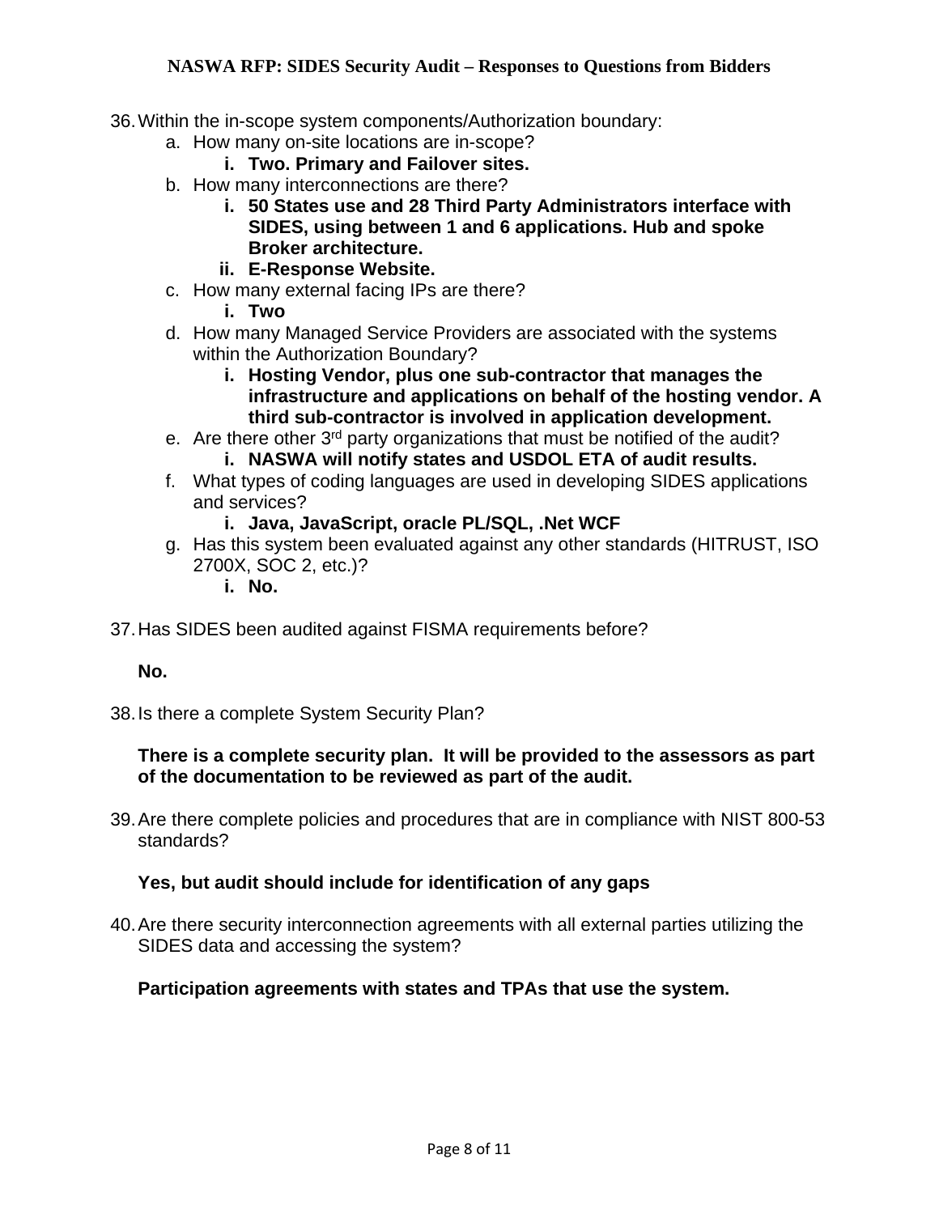36. Within the in-scope system components/Authorization boundary:
    a. How many on-site locations are in-scope?
        i. **Two. Primary and Failover sites.**
    b. How many interconnections are there?
        i. **50 States use and 28 Third Party Administrators interface with SIDES, using between 1 and 6 applications. Hub and spoke Broker architecture.**
        ii. **E-Response Website.**
    c. How many external facing IPs are there?
        i. **Two**
    d. How many Managed Service Providers are associated with the systems within the Authorization Boundary?
        i. **Hosting Vendor, plus one sub-contractor that manages the infrastructure and applications on behalf of the hosting vendor. A third sub-contractor is involved in application development.**
    e. Are there other 3rd party organizations that must be notified of the audit?
        i. **NASWA will notify states and USDOL ETA of audit results.**
    f. What types of coding languages are used in developing SIDES applications and services?
        i. **Java, JavaScript, oracle PL/SQL, .Net WCF**
    g. Has this system been evaluated against any other standards (HITRUST, ISO 2700X, SOC 2, etc.)?
        i. **No.**

37. Has SIDES been audited against FISMA requirements before?

    **No.**

38. Is there a complete System Security Plan?

    **There is a complete security plan. It will be provided to the assessors as part of the documentation to be reviewed as part of the audit.**

39. Are there complete policies and procedures that are in compliance with NIST 800-53 standards?

    **Yes, but audit should include for identification of any gaps**

40. Are there security interconnection agreements with all external parties utilizing the SIDES data and accessing the system?

    **Participation agreements with states and TPAs that use the system.**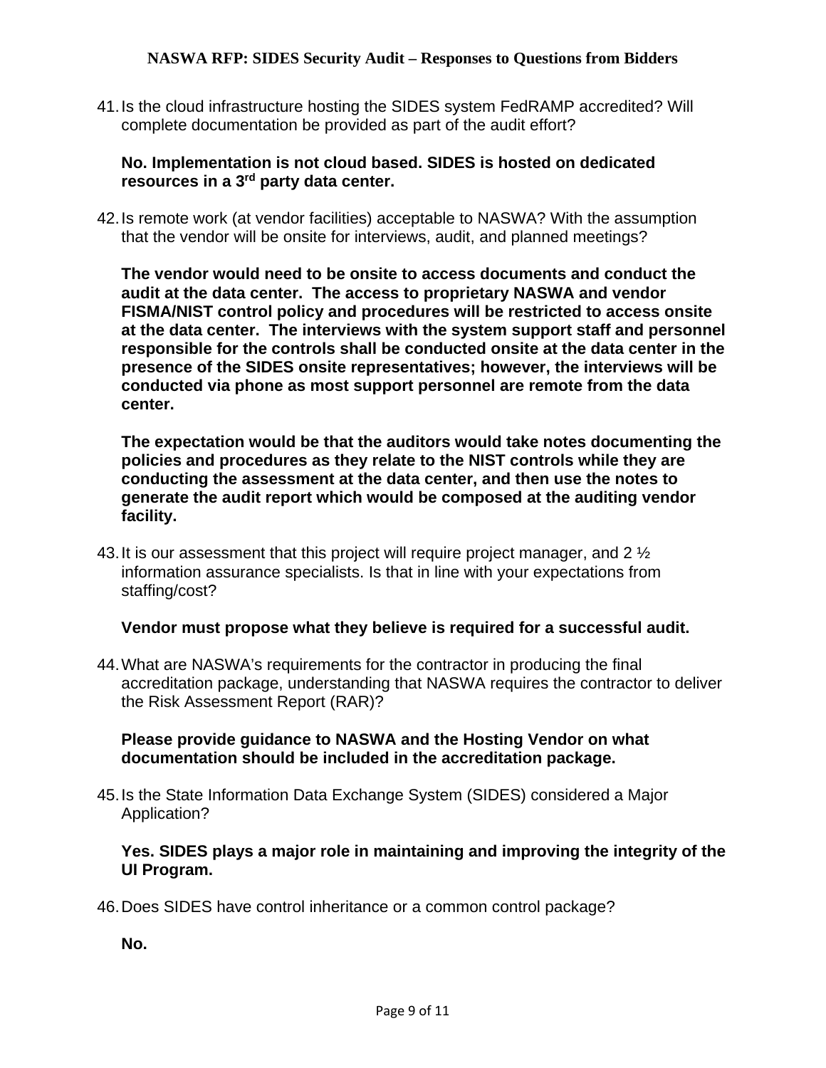41. Is the cloud infrastructure hosting the SIDES system FedRAMP accredited? Will complete documentation be provided as part of the audit effort?

    **No. Implementation is not cloud based. SIDES is hosted on dedicated resources in a 3rd party data center.**

42. Is remote work (at vendor facilities) acceptable to NASWA? With the assumption that the vendor will be onsite for interviews, audit, and planned meetings?

    **The vendor would need to be onsite to access documents and conduct the audit at the data center. The access to proprietary NASWA and vendor FISMA/NIST control policy and procedures will be restricted to access onsite at the data center. The interviews with the system support staff and personnel responsible for the controls shall be conducted onsite at the data center in the presence of the SIDES onsite representatives; however, the interviews will be conducted via phone as most support personnel are remote from the data center.**

    **The expectation would be that the auditors would take notes documenting the policies and procedures as they relate to the NIST controls while they are conducting the assessment at the data center, and then use the notes to generate the audit report which would be composed at the auditing vendor facility.**

43. It is our assessment that this project will require project manager, and 2 ½ information assurance specialists. Is that in line with your expectations from staffing/cost?

    **Vendor must propose what they believe is required for a successful audit.**

44. What are NASWA's requirements for the contractor in producing the final accreditation package, understanding that NASWA requires the contractor to deliver the Risk Assessment Report (RAR)?

    **Please provide guidance to NASWA and the Hosting Vendor on what documentation should be included in the accreditation package.**

45. Is the State Information Data Exchange System (SIDES) considered a Major Application?

    **Yes. SIDES plays a major role in maintaining and improving the integrity of the UI Program.**

46. Does SIDES have control inheritance or a common control package?

    **No.**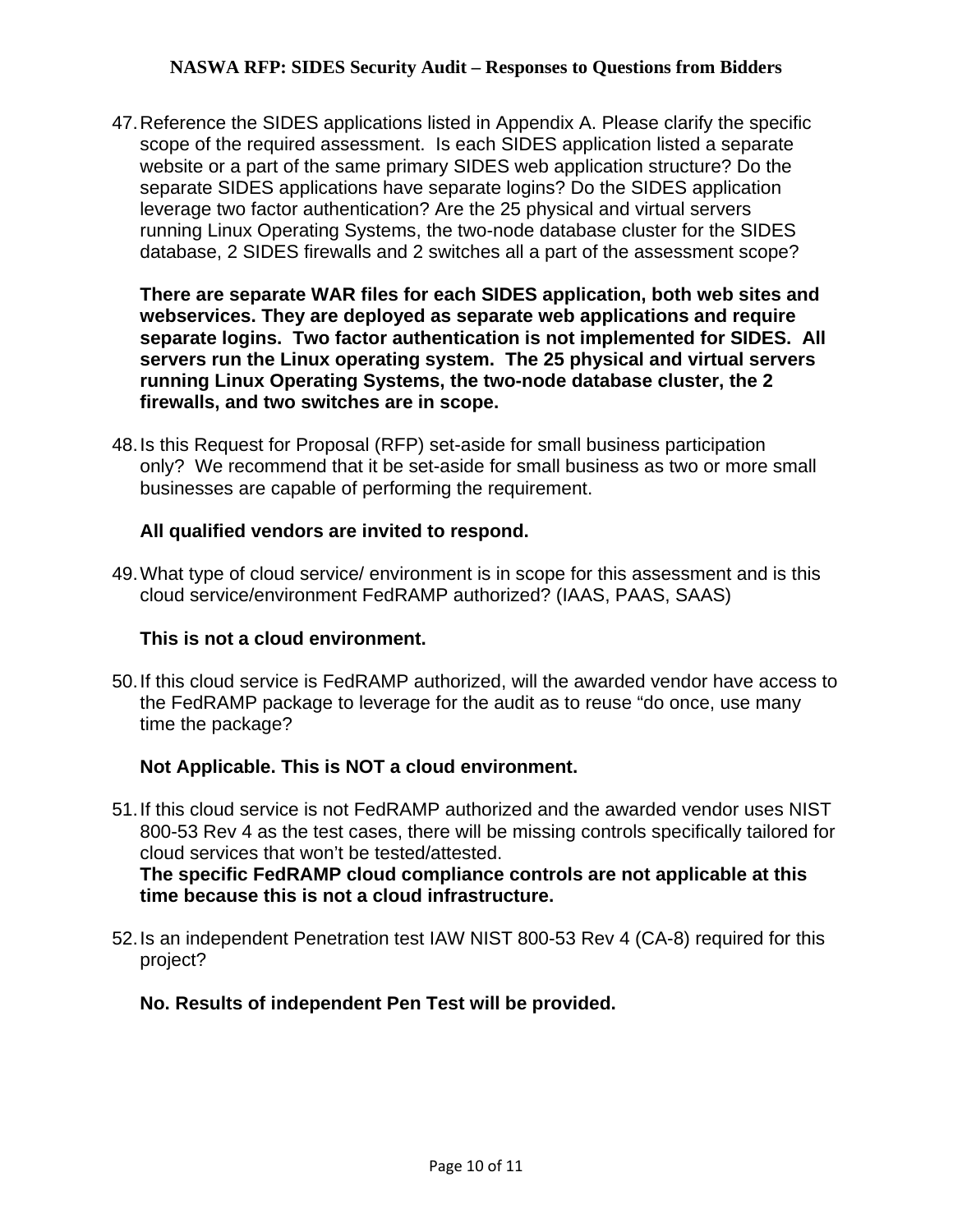47. Reference the SIDES applications listed in Appendix A. Please clarify the specific scope of the required assessment. Is each SIDES application listed a separate website or a part of the same primary SIDES web application structure? Do the separate SIDES applications have separate logins? Do the SIDES application leverage two factor authentication? Are the 25 physical and virtual servers running Linux Operating Systems, the two-node database cluster for the SIDES database, 2 SIDES firewalls and 2 switches all a part of the assessment scope?

    **There are separate WAR files for each SIDES application, both web sites and webservices. They are deployed as separate web applications and require separate logins. Two factor authentication is not implemented for SIDES. All servers run the Linux operating system. The 25 physical and virtual servers running Linux Operating Systems, the two-node database cluster, the 2 firewalls, and two switches are in scope.**

48. Is this Request for Proposal (RFP) set-aside for small business participation only? We recommend that it be set-aside for small business as two or more small businesses are capable of performing the requirement.

    **All qualified vendors are invited to respond.**

49. What type of cloud service/ environment is in scope for this assessment and is this cloud service/environment FedRAMP authorized? (IAAS, PAAS, SAAS)

    **This is not a cloud environment.**

50. If this cloud service is FedRAMP authorized, will the awarded vendor have access to the FedRAMP package to leverage for the audit as to reuse "do once, use many time the package?

    **Not Applicable. This is NOT a cloud environment.**

51. If this cloud service is not FedRAMP authorized and the awarded vendor uses NIST 800-53 Rev 4 as the test cases, there will be missing controls specifically tailored for cloud services that won't be tested/attested.
    **The specific FedRAMP cloud compliance controls are not applicable at this time because this is not a cloud infrastructure.**

52. Is an independent Penetration test IAW NIST 800-53 Rev 4 (CA-8) required for this project?

    **No. Results of independent Pen Test will be provided.**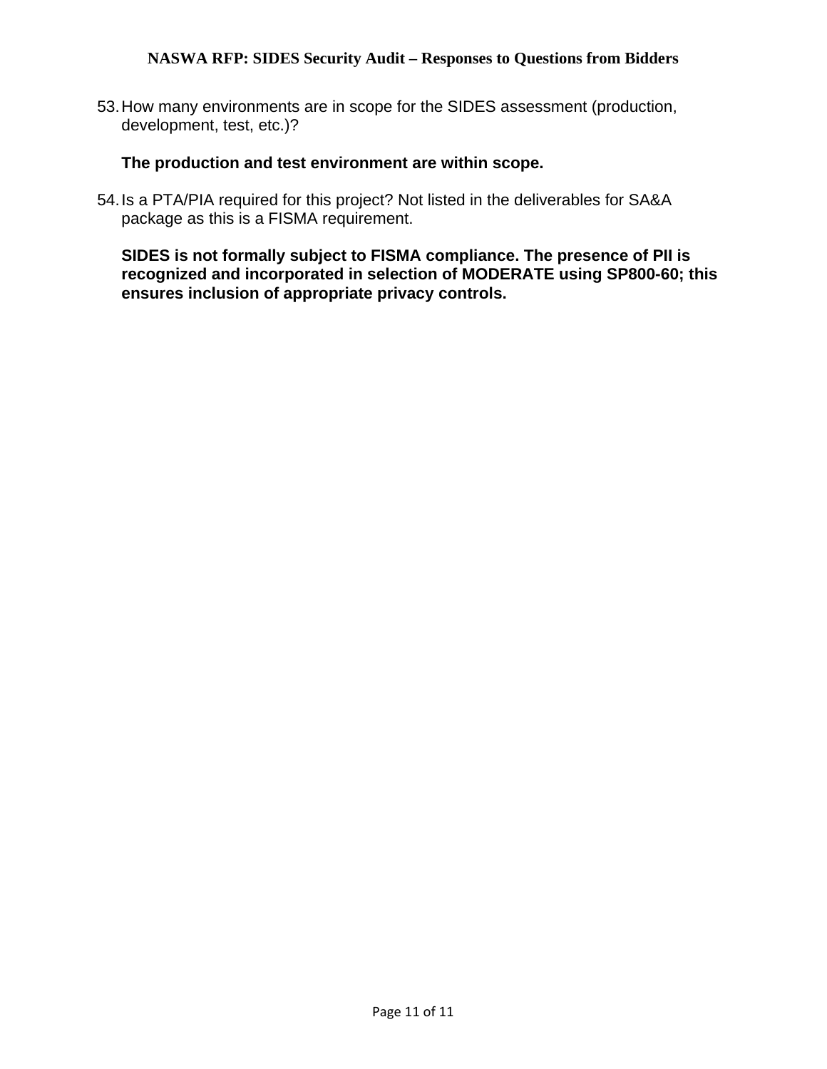53. How many environments are in scope for the SIDES assessment (production, development, test, etc.)?

    **The production and test environment are within scope.**

54. Is a PTA/PIA required for this project? Not listed in the deliverables for SA&A package as this is a FISMA requirement.

    **SIDES is not formally subject to FISMA compliance. The presence of PII is recognized and incorporated in selection of MODERATE using SP800-60; this ensures inclusion of appropriate privacy controls.**